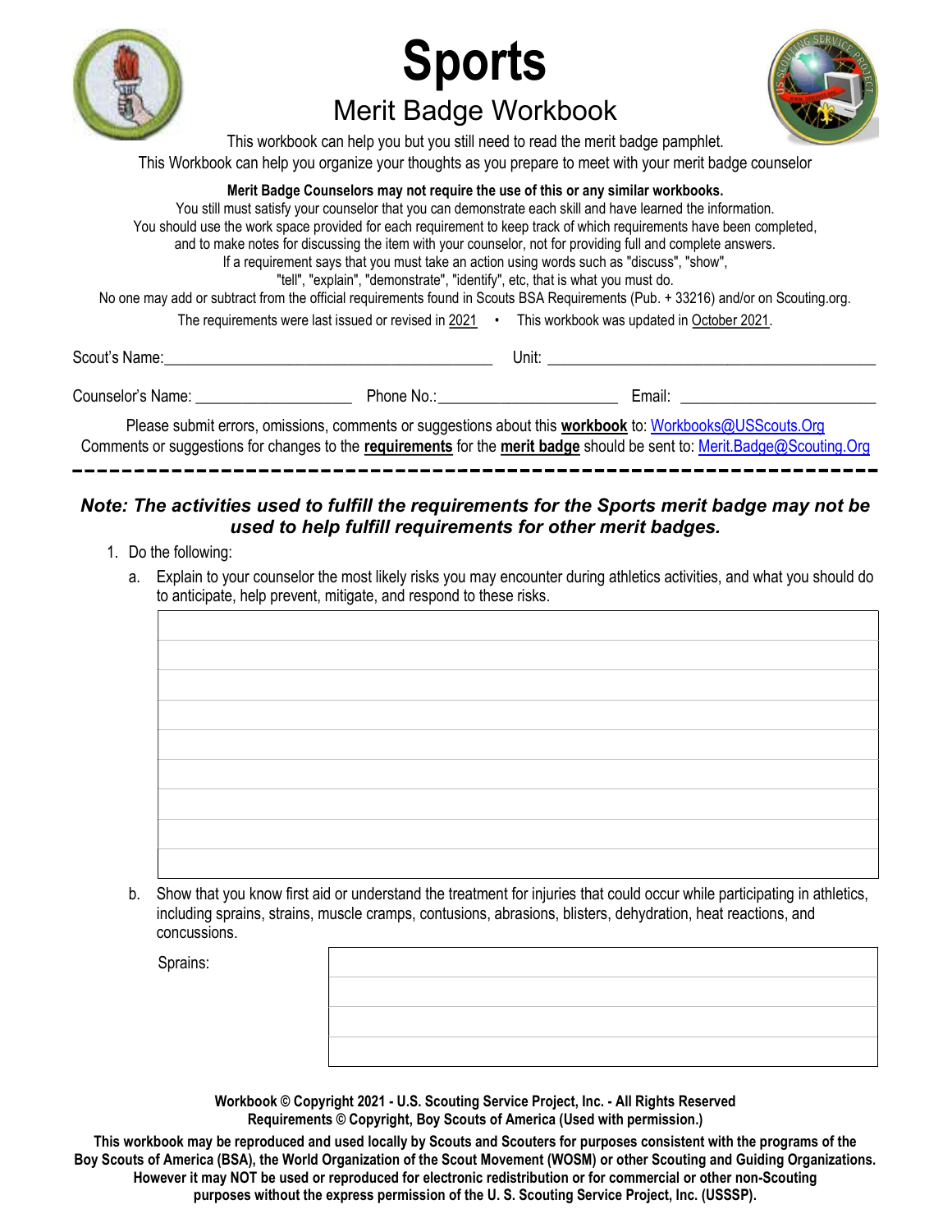# Sports

## Merit Badge Workbook

This workbook can help you but you still need to read the merit badge pamphlet.

This Workbook can help you organize your thoughts as you prepare to meet with your merit badge counselor

**Merit Badge Counselors may not require the use of this or any similar workbooks.**

You still must satisfy your counselor that you can demonstrate each skill and have learned the information.

You should use the work space provided for each requirement to keep track of which requirements have been completed, and to make notes for discussing the item with your counselor, not for providing full and complete answers.

If a requirement says that you must take an action using words such as "discuss", "show", "tell", "explain", "demonstrate", "identify", etc, that is what you must do.

No one may add or subtract from the official requirements found in Scouts BSA Requirements (Pub. + 33216) and/or on Scouting.org.

The requirements were last issued or revised in 2021 • This workbook was updated in October 2021.

Scout's Name:__________________________________________ Unit: __________________________________________

Counselor's Name: ____________________ Phone No.:_______________________ Email: _________________________

Please submit errors, omissions, comments or suggestions about this **workbook** to: Workbooks@USScouts.Org

Comments or suggestions for changes to the **requirements** for the **merit badge** should be sent to: Merit.Badge@Scouting.Org

---

***Note: The activities used to fulfill the requirements for the Sports merit badge may not be used to help fulfill requirements for other merit badges.***

1. Do the following:

   a. Explain to your counselor the most likely risks you may encounter during athletics activities, and what you should do to anticipate, help prevent, mitigate, and respond to these risks.

   b. Show that you know first aid or understand the treatment for injuries that could occur while participating in athletics, including sprains, strains, muscle cramps, contusions, abrasions, blisters, dehydration, heat reactions, and concussions.

   Sprains:

**Workbook © Copyright 2021 - U.S. Scouting Service Project, Inc. - All Rights Reserved**
**Requirements © Copyright, Boy Scouts of America (Used with permission.)**

**This workbook may be reproduced and used locally by Scouts and Scouters for purposes consistent with the programs of the Boy Scouts of America (BSA), the World Organization of the Scout Movement (WOSM) or other Scouting and Guiding Organizations. However it may NOT be used or reproduced for electronic redistribution or for commercial or other non-Scouting purposes without the express permission of the U. S. Scouting Service Project, Inc. (USSSP).**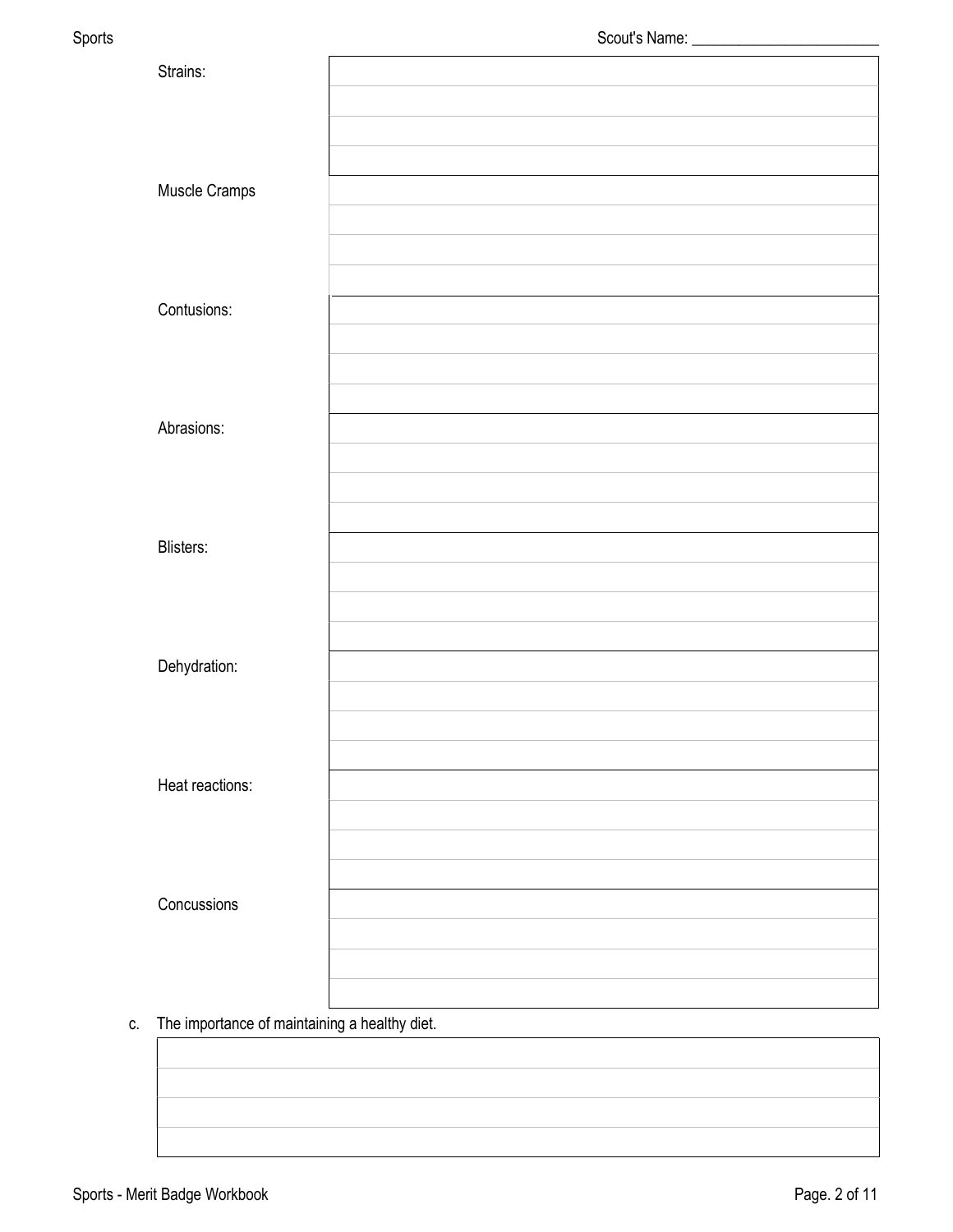Strains:

Muscle Cramps

Contusions:

Abrasions:

Blisters:

Dehydration:

Heat reactions:

Concussions

c. The importance of maintaining a healthy diet.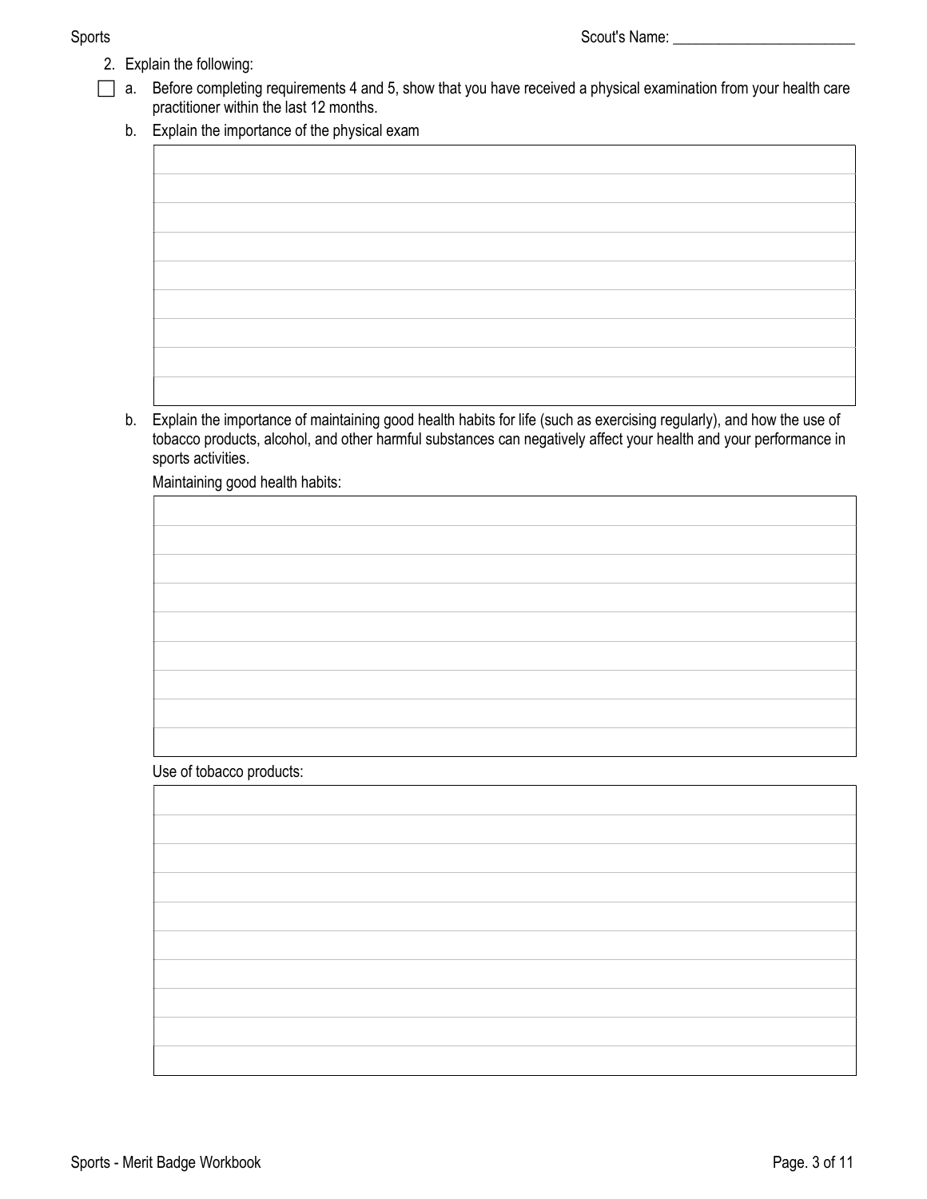Scout's Name: ________________________

2. Explain the following:

- [ ] a. Before completing requirements 4 and 5, show that you have received a physical examination from your health care practitioner within the last 12 months.

   b. Explain the importance of the physical exam

| |
|---|
| |
| |
| |
| |
| |
| |
| |
| |

   b. Explain the importance of maintaining good health habits for life (such as exercising regularly), and how the use of tobacco products, alcohol, and other harmful substances can negatively affect your health and your performance in sports activities.

   Maintaining good health habits:

| |
|---|
| |
| |
| |
| |
| |
| |
| |
| |

   Use of tobacco products:

| |
|---|
| |
| |
| |
| |
| |
| |
| |
| |
| |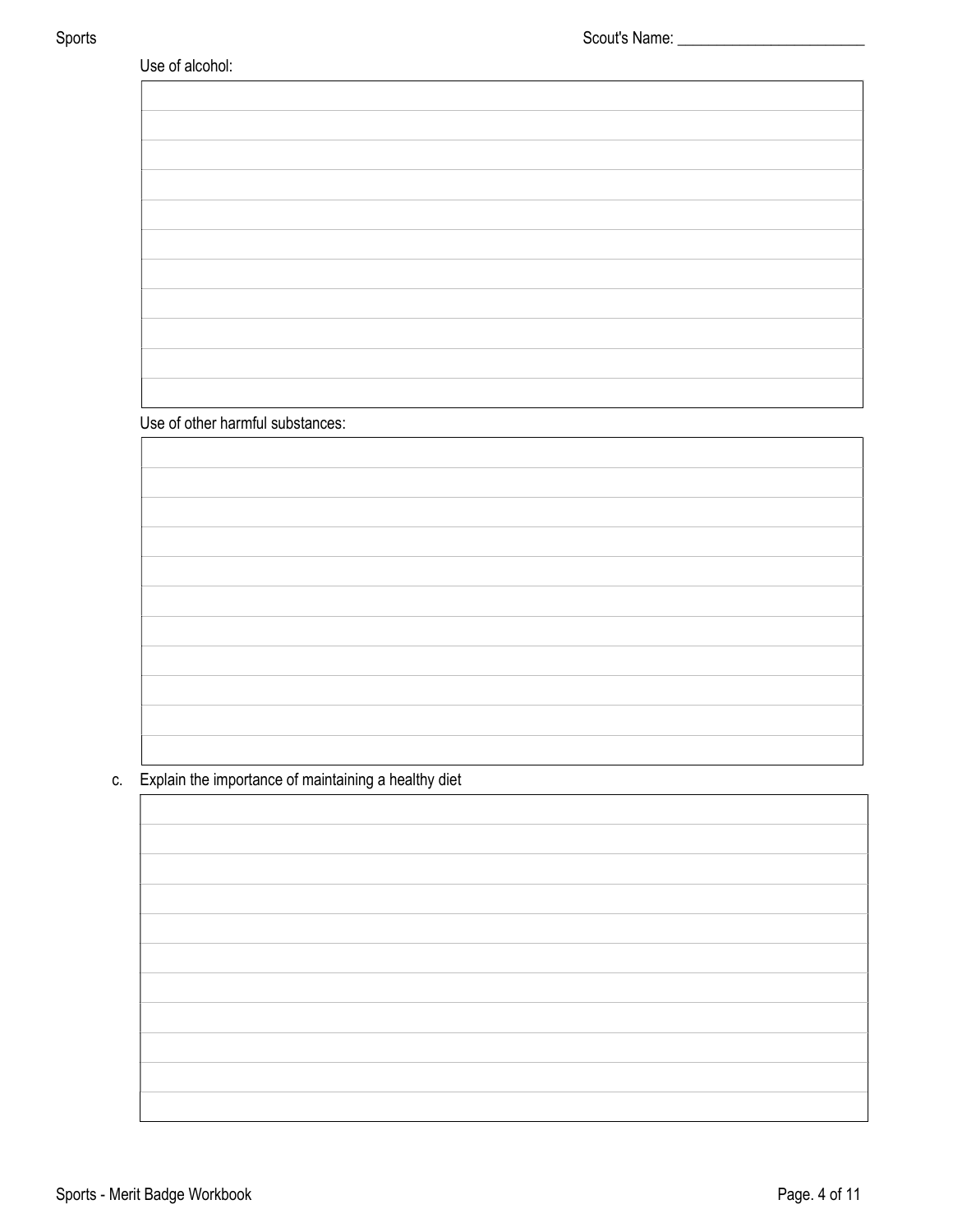Use of alcohol:

Use of other harmful substances:

c. Explain the importance of maintaining a healthy diet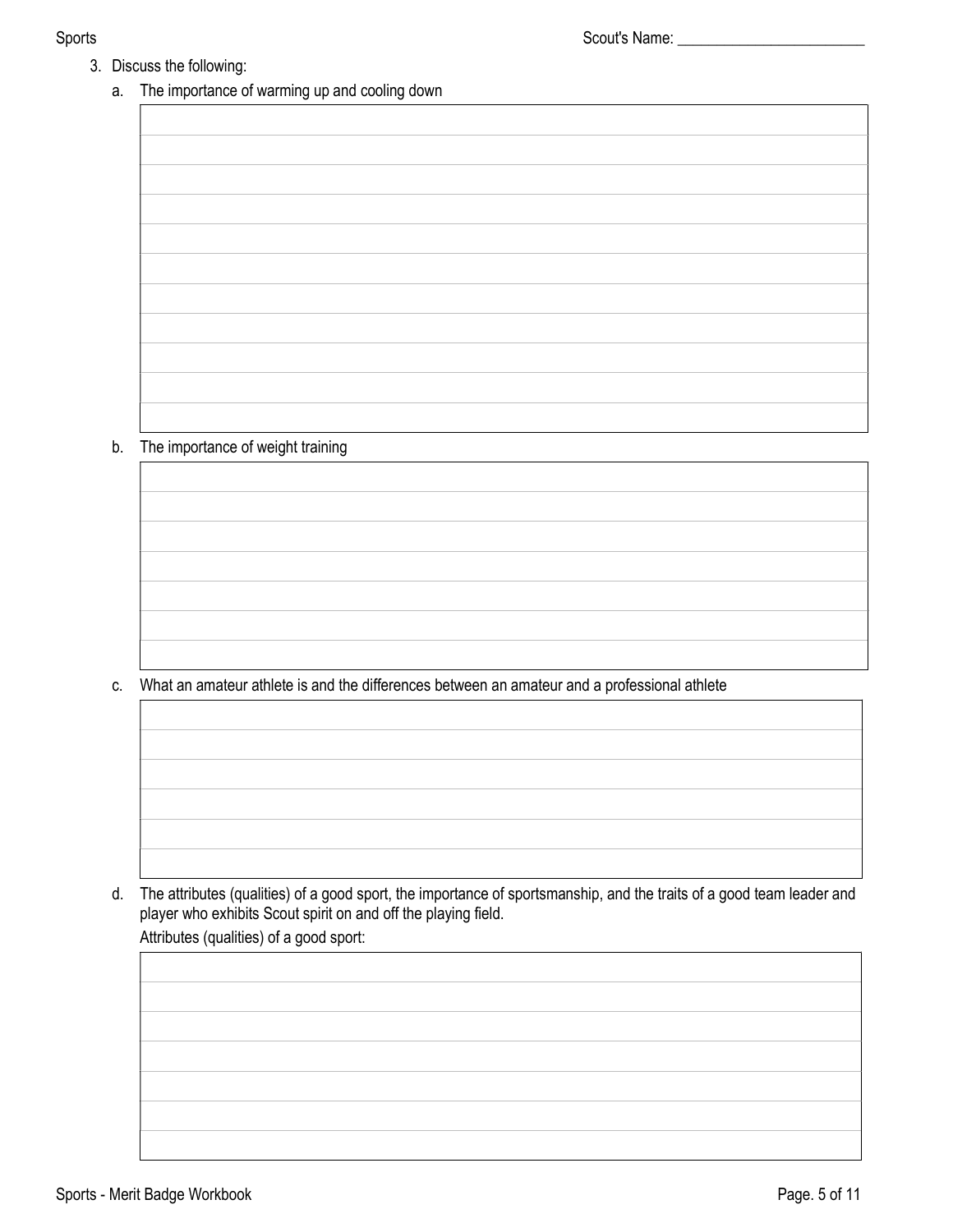3. Discuss the following:
   a. The importance of warming up and cooling down

   b. The importance of weight training

   c. What an amateur athlete is and the differences between an amateur and a professional athlete

   d. The attributes (qualities) of a good sport, the importance of sportsmanship, and the traits of a good team leader and player who exhibits Scout spirit on and off the playing field.

      Attributes (qualities) of a good sport: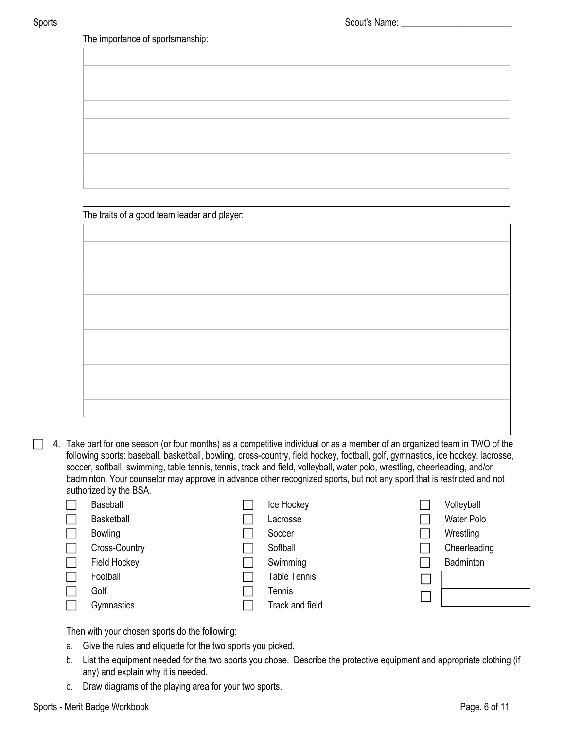The importance of sportsmanship:

The traits of a good team leader and player:

☐ 4. Take part for one season (or four months) as a competitive individual or as a member of an organized team in TWO of the following sports: baseball, basketball, bowling, cross-country, field hockey, football, golf, gymnastics, ice hockey, lacrosse, soccer, softball, swimming, table tennis, tennis, track and field, volleyball, water polo, wrestling, cheerleading, and/or badminton. Your counselor may approve in advance other recognized sports, but not any sport that is restricted and not authorized by the BSA.

| | | |
|---|---|---|
| ☐ Baseball | ☐ Ice Hockey | ☐ Volleyball |
| ☐ Basketball | ☐ Lacrosse | ☐ Water Polo |
| ☐ Bowling | ☐ Soccer | ☐ Wrestling |
| ☐ Cross-Country | ☐ Softball | ☐ Cheerleading |
| ☐ Field Hockey | ☐ Swimming | ☐ Badminton |
| ☐ Football | ☐ Table Tennis | ☐ |
| ☐ Golf | ☐ Tennis | ☐ |
| ☐ Gymnastics | ☐ Track and field | |

Then with your chosen sports do the following:

a. Give the rules and etiquette for the two sports you picked.

b. List the equipment needed for the two sports you chose. Describe the protective equipment and appropriate clothing (if any) and explain why it is needed.

c. Draw diagrams of the playing area for your two sports.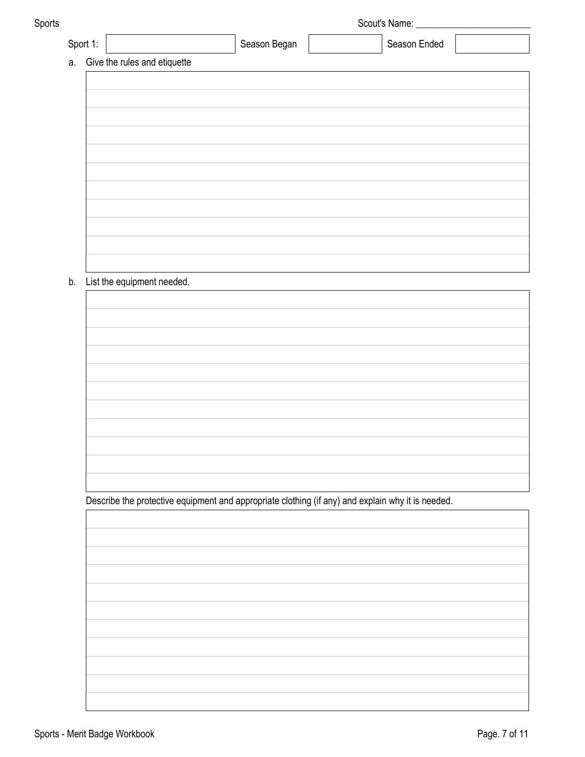Scout's Name: ________________________

| Sport 1: | | Season Began | | Season Ended | |
|---|---|---|---|---|---|

a. Give the rules and etiquette

b. List the equipment needed.

Describe the protective equipment and appropriate clothing (if any) and explain why it is needed.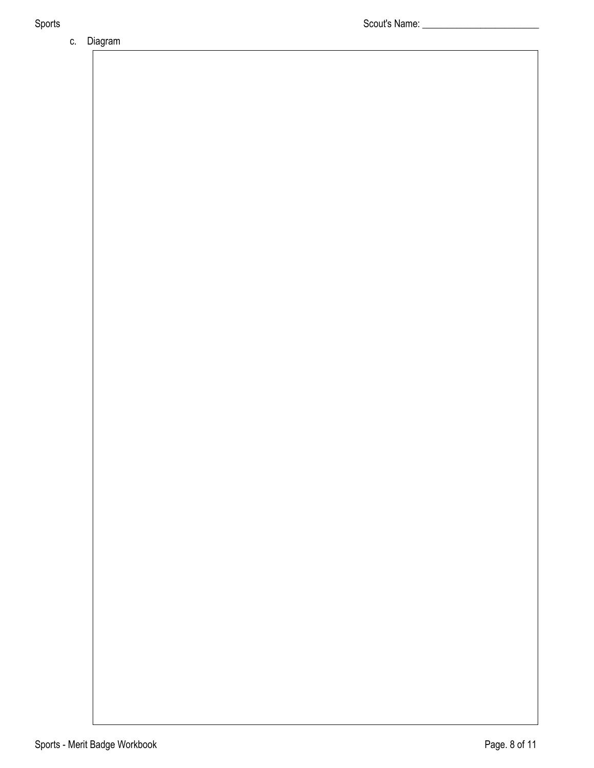c. Diagram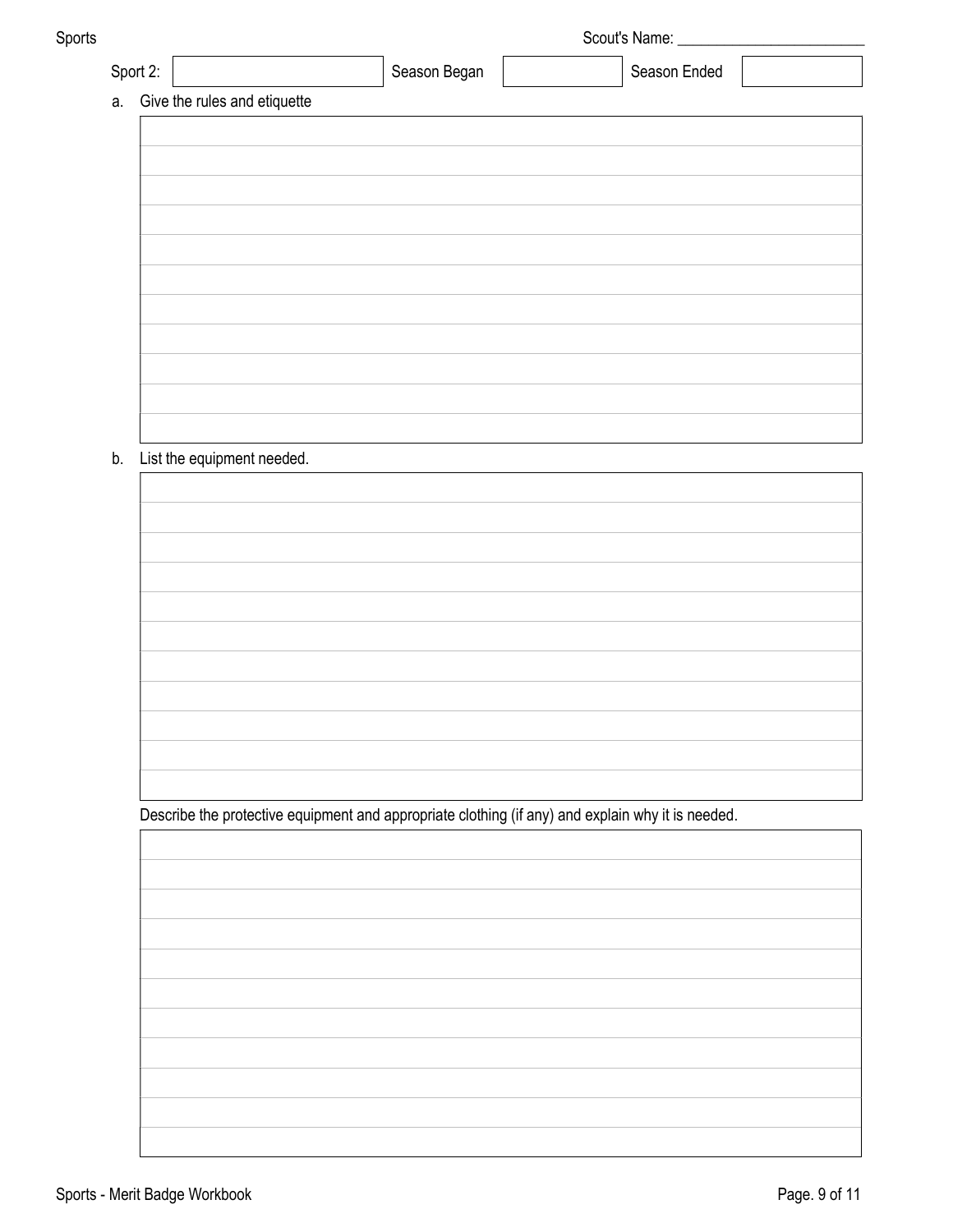Scout's Name: ________________________

| Sport 2: | | Season Began | | Season Ended | |
|---|---|---|---|---|---|

a. Give the rules and etiquette

b. List the equipment needed.

Describe the protective equipment and appropriate clothing (if any) and explain why it is needed.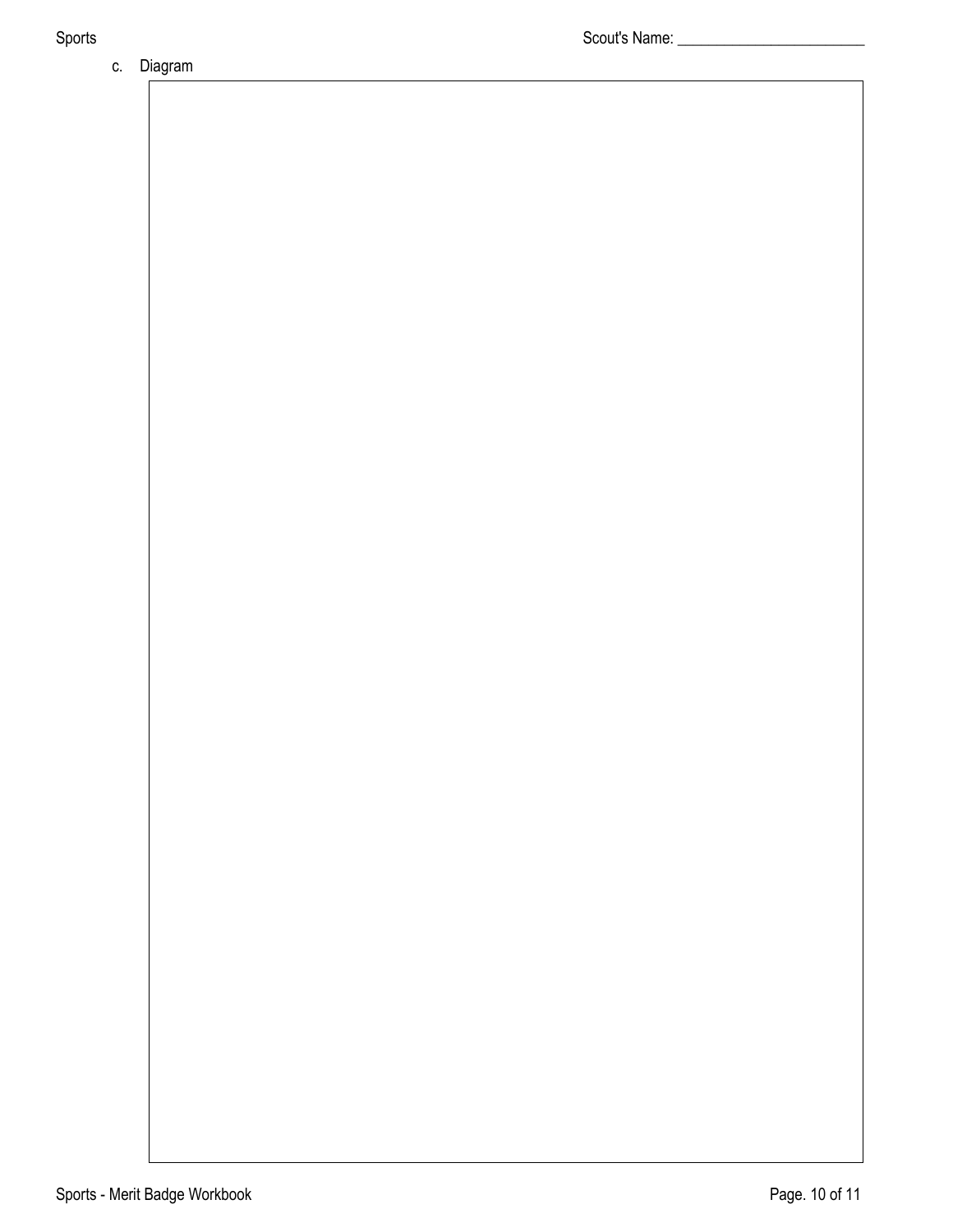c. Diagram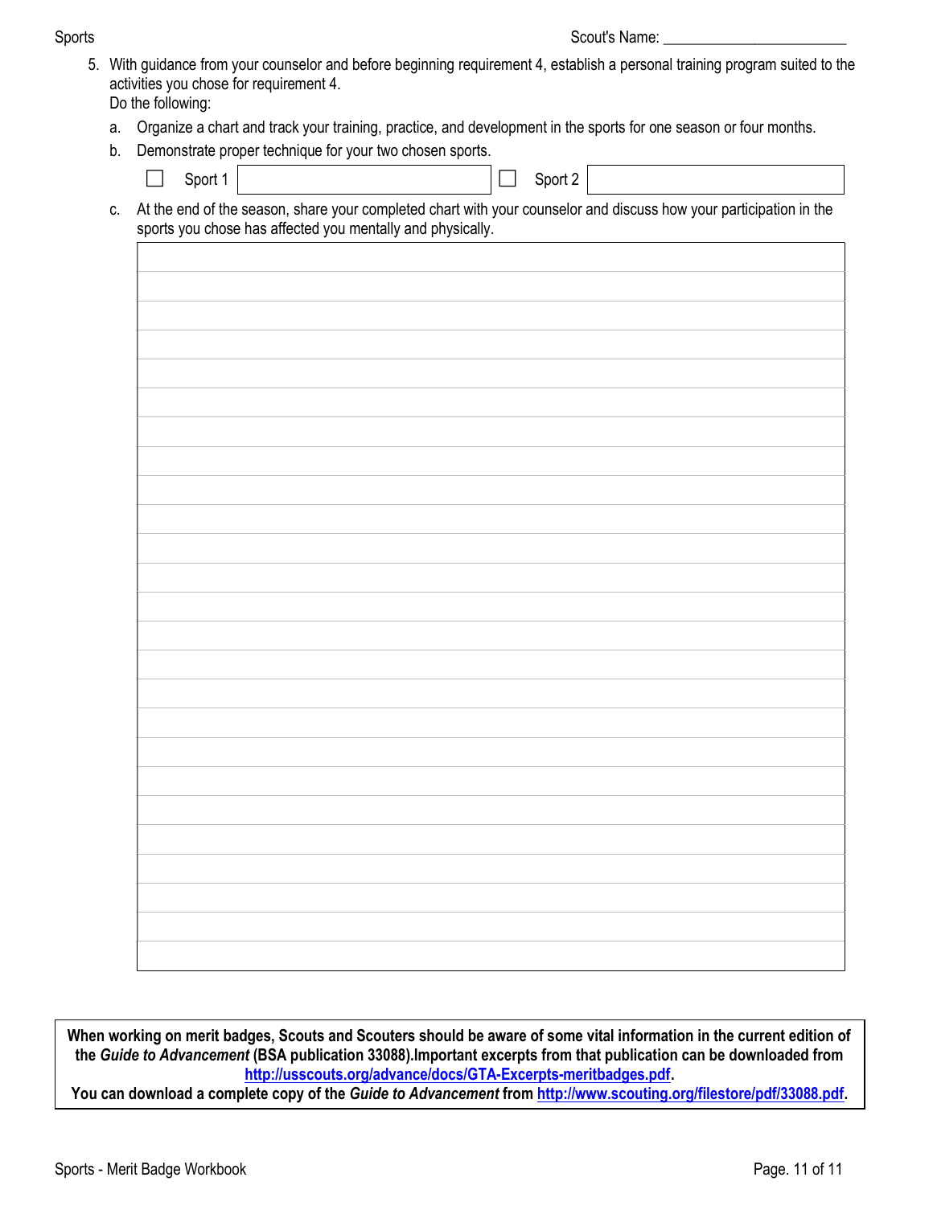Scout's Name: ________________________

5. With guidance from your counselor and before beginning requirement 4, establish a personal training program suited to the activities you chose for requirement 4.
   Do the following:

   a. Organize a chart and track your training, practice, and development in the sports for one season or four months.

   b. Demonstrate proper technique for your two chosen sports.

   ☐ Sport 1 ____________________ ☐ Sport 2 ____________________

   c. At the end of the season, share your completed chart with your counselor and discuss how your participation in the sports you chose has affected you mentally and physically.

**When working on merit badges, Scouts and Scouters should be aware of some vital information in the current edition of the *Guide to Advancement* (BSA publication 33088).Important excerpts from that publication can be downloaded from [http://usscouts.org/advance/docs/GTA-Excerpts-meritbadges.pdf](http://usscouts.org/advance/docs/GTA-Excerpts-meritbadges.pdf).**
**You can download a complete copy of the *Guide to Advancement* from [http://www.scouting.org/filestore/pdf/33088.pdf](http://www.scouting.org/filestore/pdf/33088.pdf).**